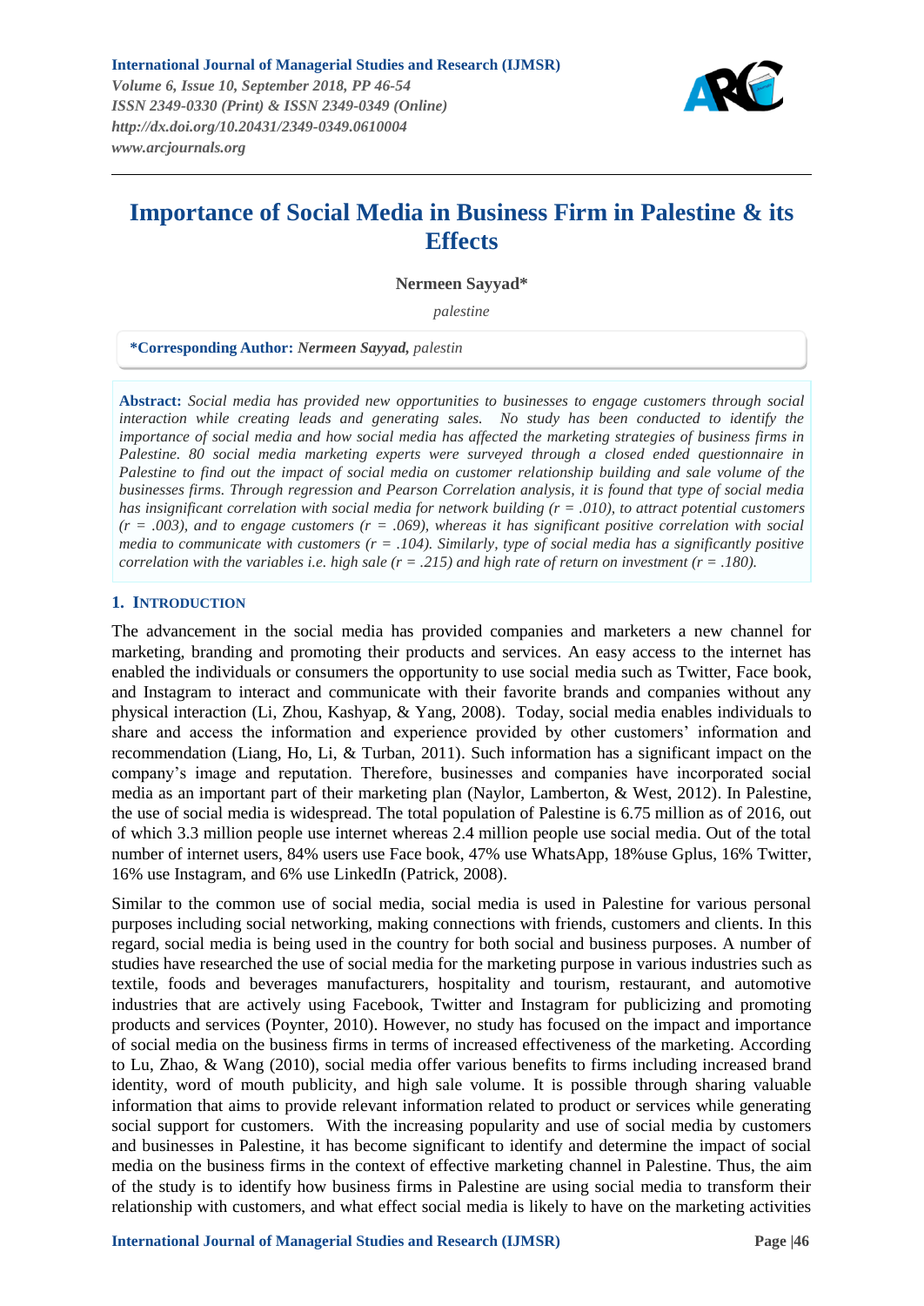# Importance of Social Media in Business Firm in Palestine & its Effects

**Nermeen Sayyad***

*palestine*

**\*Corresponding Author:** ***Nermeen Sayyad****, palestin*

**Abstract:** *Social media has provided new opportunities to businesses to engage customers through social interaction while creating leads and generating sales. No study has been conducted to identify the importance of social media and how social media has affected the marketing strategies of business firms in Palestine. 80 social media marketing experts were surveyed through a closed ended questionnaire in Palestine to find out the impact of social media on customer relationship building and sale volume of the businesses firms. Through regression and Pearson Correlation analysis, it is found that type of social media has insignificant correlation with social media for network building (r = .010), to attract potential customers (r = .003), and to engage customers (r = .069), whereas it has significant positive correlation with social media to communicate with customers (r = .104). Similarly, type of social media has a significantly positive correlation with the variables i.e. high sale (r = .215) and high rate of return on investment (r = .180).*

## 1. Introduction

The advancement in the social media has provided companies and marketers a new channel for marketing, branding and promoting their products and services. An easy access to the internet has enabled the individuals or consumers the opportunity to use social media such as Twitter, Face book, and Instagram to interact and communicate with their favorite brands and companies without any physical interaction (Li, Zhou, Kashyap, & Yang, 2008). Today, social media enables individuals to share and access the information and experience provided by other customers' information and recommendation (Liang, Ho, Li, & Turban, 2011). Such information has a significant impact on the company's image and reputation. Therefore, businesses and companies have incorporated social media as an important part of their marketing plan (Naylor, Lamberton, & West, 2012). In Palestine, the use of social media is widespread. The total population of Palestine is 6.75 million as of 2016, out of which 3.3 million people use internet whereas 2.4 million people use social media. Out of the total number of internet users, 84% users use Face book, 47% use WhatsApp, 18%use Gplus, 16% Twitter, 16% use Instagram, and 6% use LinkedIn (Patrick, 2008).

Similar to the common use of social media, social media is used in Palestine for various personal purposes including social networking, making connections with friends, customers and clients. In this regard, social media is being used in the country for both social and business purposes. A number of studies have researched the use of social media for the marketing purpose in various industries such as textile, foods and beverages manufacturers, hospitality and tourism, restaurant, and automotive industries that are actively using Facebook, Twitter and Instagram for publicizing and promoting products and services (Poynter, 2010). However, no study has focused on the impact and importance of social media on the business firms in terms of increased effectiveness of the marketing. According to Lu, Zhao, & Wang (2010), social media offer various benefits to firms including increased brand identity, word of mouth publicity, and high sale volume. It is possible through sharing valuable information that aims to provide relevant information related to product or services while generating social support for customers. With the increasing popularity and use of social media by customers and businesses in Palestine, it has become significant to identify and determine the impact of social media on the business firms in the context of effective marketing channel in Palestine. Thus, the aim of the study is to identify how business firms in Palestine are using social media to transform their relationship with customers, and what effect social media is likely to have on the marketing activities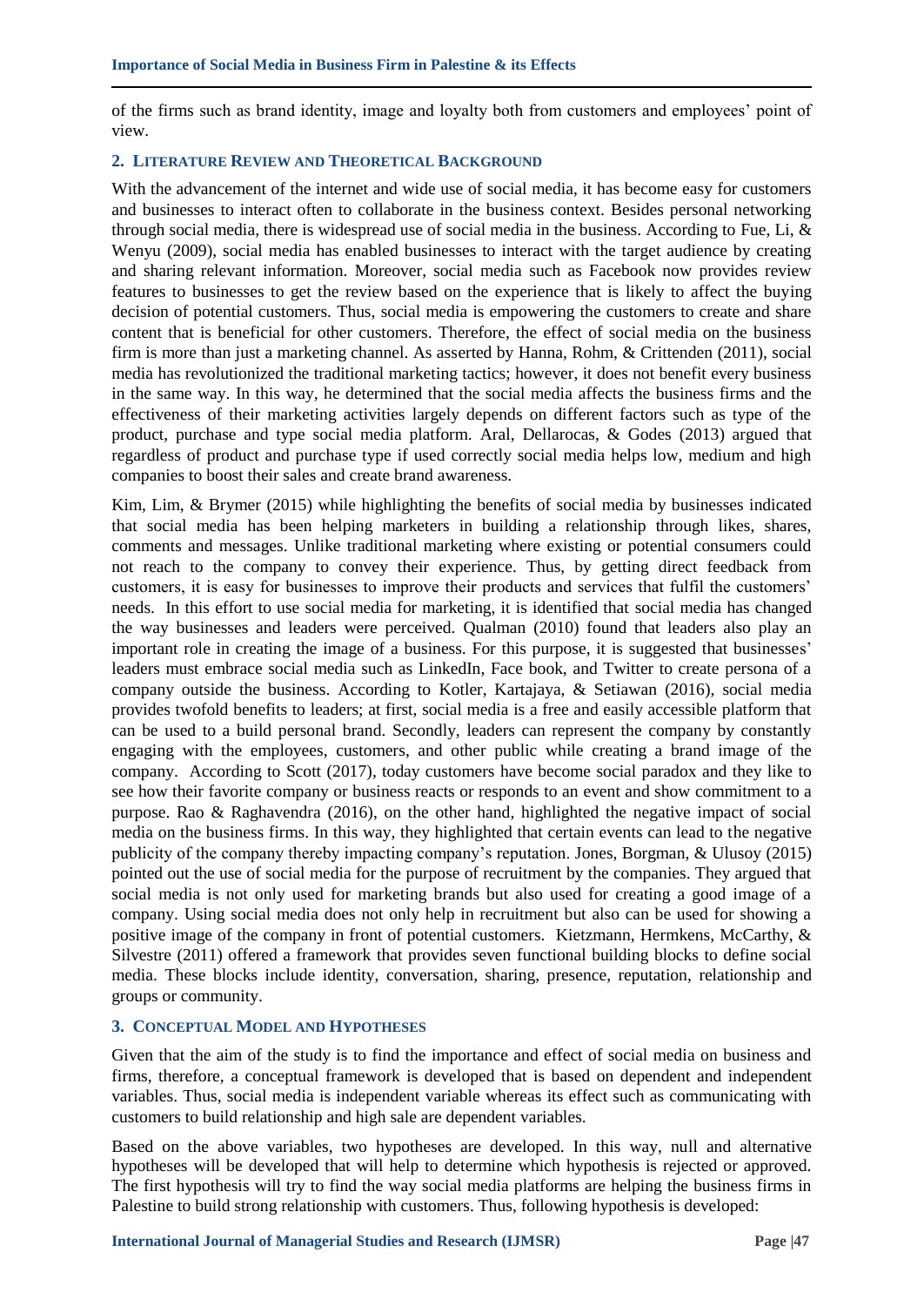of the firms such as brand identity, image and loyalty both from customers and employees' point of view.

## 2. Literature Review and Theoretical Background

With the advancement of the internet and wide use of social media, it has become easy for customers and businesses to interact often to collaborate in the business context. Besides personal networking through social media, there is widespread use of social media in the business. According to Fue, Li, & Wenyu (2009), social media has enabled businesses to interact with the target audience by creating and sharing relevant information. Moreover, social media such as Facebook now provides review features to businesses to get the review based on the experience that is likely to affect the buying decision of potential customers. Thus, social media is empowering the customers to create and share content that is beneficial for other customers. Therefore, the effect of social media on the business firm is more than just a marketing channel. As asserted by Hanna, Rohm, & Crittenden (2011), social media has revolutionized the traditional marketing tactics; however, it does not benefit every business in the same way. In this way, he determined that the social media affects the business firms and the effectiveness of their marketing activities largely depends on different factors such as type of the product, purchase and type social media platform. Aral, Dellarocas, & Godes (2013) argued that regardless of product and purchase type if used correctly social media helps low, medium and high companies to boost their sales and create brand awareness.

Kim, Lim, & Brymer (2015) while highlighting the benefits of social media by businesses indicated that social media has been helping marketers in building a relationship through likes, shares, comments and messages. Unlike traditional marketing where existing or potential consumers could not reach to the company to convey their experience. Thus, by getting direct feedback from customers, it is easy for businesses to improve their products and services that fulfil the customers' needs. In this effort to use social media for marketing, it is identified that social media has changed the way businesses and leaders were perceived. Qualman (2010) found that leaders also play an important role in creating the image of a business. For this purpose, it is suggested that businesses' leaders must embrace social media such as LinkedIn, Face book, and Twitter to create persona of a company outside the business. According to Kotler, Kartajaya, & Setiawan (2016), social media provides twofold benefits to leaders; at first, social media is a free and easily accessible platform that can be used to a build personal brand. Secondly, leaders can represent the company by constantly engaging with the employees, customers, and other public while creating a brand image of the company. According to Scott (2017), today customers have become social paradox and they like to see how their favorite company or business reacts or responds to an event and show commitment to a purpose. Rao & Raghavendra (2016), on the other hand, highlighted the negative impact of social media on the business firms. In this way, they highlighted that certain events can lead to the negative publicity of the company thereby impacting company's reputation. Jones, Borgman, & Ulusoy (2015) pointed out the use of social media for the purpose of recruitment by the companies. They argued that social media is not only used for marketing brands but also used for creating a good image of a company. Using social media does not only help in recruitment but also can be used for showing a positive image of the company in front of potential customers. Kietzmann, Hermkens, McCarthy, & Silvestre (2011) offered a framework that provides seven functional building blocks to define social media. These blocks include identity, conversation, sharing, presence, reputation, relationship and groups or community.

## 3. Conceptual Model and Hypotheses

Given that the aim of the study is to find the importance and effect of social media on business and firms, therefore, a conceptual framework is developed that is based on dependent and independent variables. Thus, social media is independent variable whereas its effect such as communicating with customers to build relationship and high sale are dependent variables.

Based on the above variables, two hypotheses are developed. In this way, null and alternative hypotheses will be developed that will help to determine which hypothesis is rejected or approved. The first hypothesis will try to find the way social media platforms are helping the business firms in Palestine to build strong relationship with customers. Thus, following hypothesis is developed: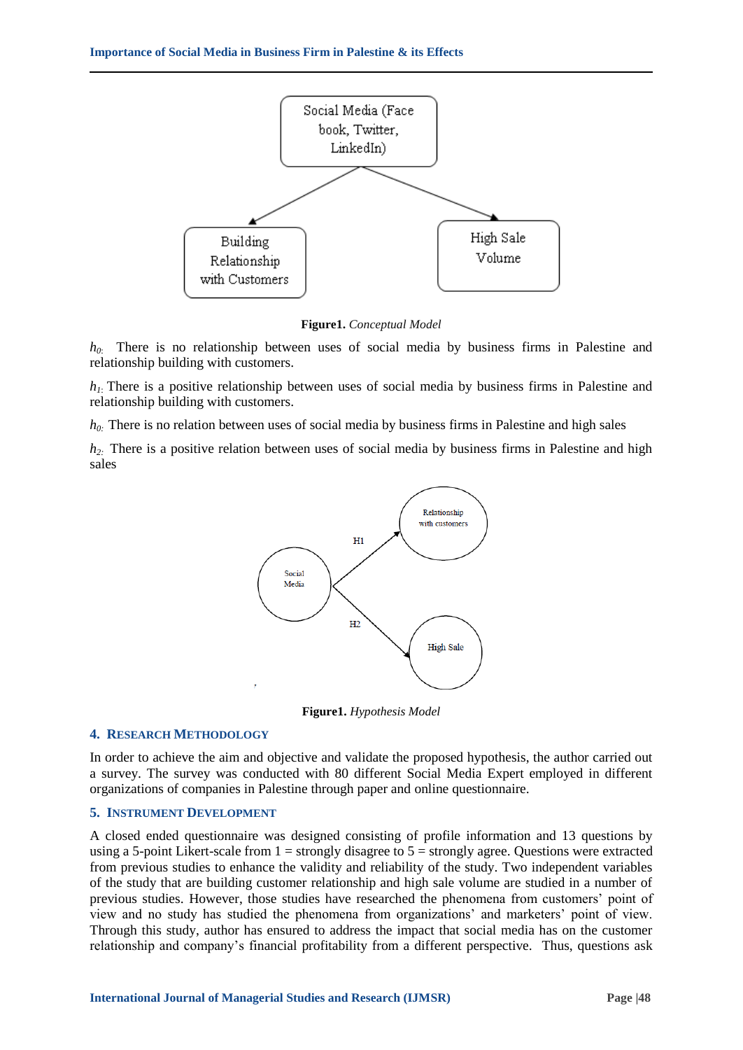Figure1. *Conceptual Model*

$h_{0:}$ There is no relationship between uses of social media by business firms in Palestine and relationship building with customers.

$h_{1:}$ There is a positive relationship between uses of social media by business firms in Palestine and relationship building with customers.

$h_{0:}$ There is no relation between uses of social media by business firms in Palestine and high sales

$h_{2:}$ There is a positive relation between uses of social media by business firms in Palestine and high sales

**Figure1.** *Hypothesis Model*

## 4. Research Methodology

In order to achieve the aim and objective and validate the proposed hypothesis, the author carried out a survey. The survey was conducted with 80 different Social Media Expert employed in different organizations of companies in Palestine through paper and online questionnaire.

## 5. Instrument Development

A closed ended questionnaire was designed consisting of profile information and 13 questions by using a 5-point Likert-scale from 1 = strongly disagree to 5 = strongly agree. Questions were extracted from previous studies to enhance the validity and reliability of the study. Two independent variables of the study that are building customer relationship and high sale volume are studied in a number of previous studies. However, those studies have researched the phenomena from customers' point of view and no study has studied the phenomena from organizations' and marketers' point of view. Through this study, author has ensured to address the impact that social media has on the customer relationship and company's financial profitability from a different perspective. Thus, questions ask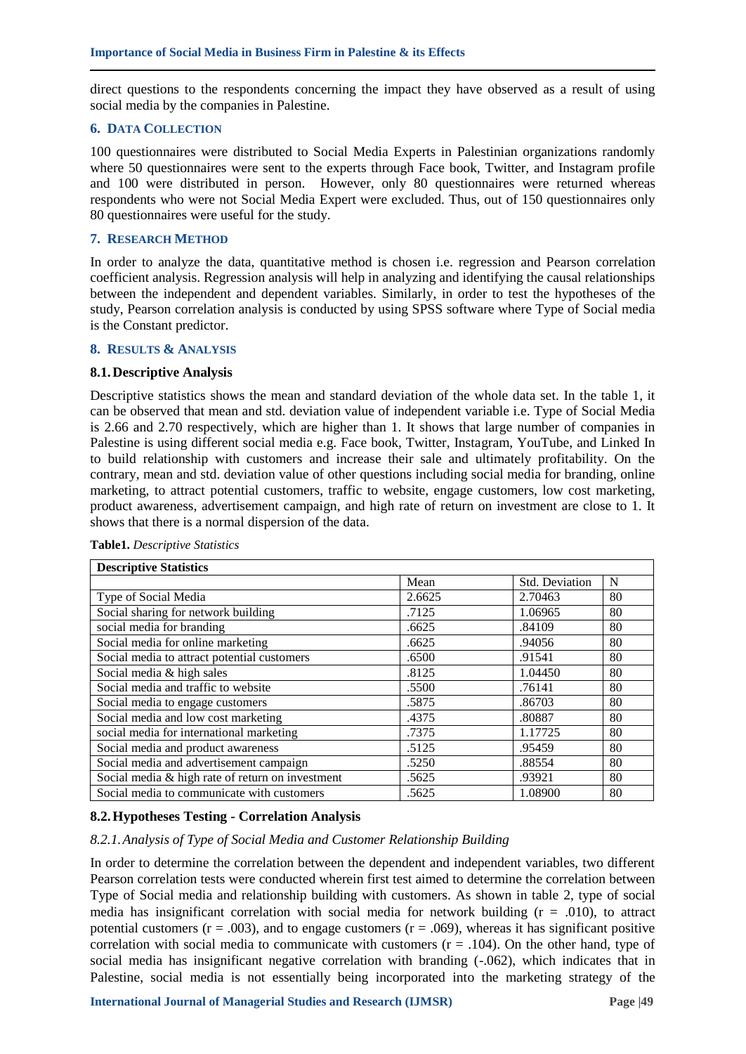direct questions to the respondents concerning the impact they have observed as a result of using social media by the companies in Palestine.

## 6. Data Collection

100 questionnaires were distributed to Social Media Experts in Palestinian organizations randomly where 50 questionnaires were sent to the experts through Face book, Twitter, and Instagram profile and 100 were distributed in person. However, only 80 questionnaires were returned whereas respondents who were not Social Media Expert were excluded. Thus, out of 150 questionnaires only 80 questionnaires were useful for the study.

## 7. Research Method

In order to analyze the data, quantitative method is chosen i.e. regression and Pearson correlation coefficient analysis. Regression analysis will help in analyzing and identifying the causal relationships between the independent and dependent variables. Similarly, in order to test the hypotheses of the study, Pearson correlation analysis is conducted by using SPSS software where Type of Social media is the Constant predictor.

## 8. Results & Analysis

### 8.1. Descriptive Analysis

Descriptive statistics shows the mean and standard deviation of the whole data set. In the table 1, it can be observed that mean and std. deviation value of independent variable i.e. Type of Social Media is 2.66 and 2.70 respectively, which are higher than 1. It shows that large number of companies in Palestine is using different social media e.g. Face book, Twitter, Instagram, YouTube, and Linked In to build relationship with customers and increase their sale and ultimately profitability. On the contrary, mean and std. deviation value of other questions including social media for branding, online marketing, to attract potential customers, traffic to website, engage customers, low cost marketing, product awareness, advertisement campaign, and high rate of return on investment are close to 1. It shows that there is a normal dispersion of the data.

**Table1.** *Descriptive Statistics*

| Descriptive Statistics | | | |
|---|---|---|---|
| | Mean | Std. Deviation | N |
| Type of Social Media | 2.6625 | 2.70463 | 80 |
| Social sharing for network building | .7125 | 1.06965 | 80 |
| social media for branding | .6625 | .84109 | 80 |
| Social media for online marketing | .6625 | .94056 | 80 |
| Social media to attract potential customers | .6500 | .91541 | 80 |
| Social media & high sales | .8125 | 1.04450 | 80 |
| Social media and traffic to website | .5500 | .76141 | 80 |
| Social media to engage customers | .5875 | .86703 | 80 |
| Social media and low cost marketing | .4375 | .80887 | 80 |
| social media for international marketing | .7375 | 1.17725 | 80 |
| Social media and product awareness | .5125 | .95459 | 80 |
| Social media and advertisement campaign | .5250 | .88554 | 80 |
| Social media & high rate of return on investment | .5625 | .93921 | 80 |
| Social media to communicate with customers | .5625 | 1.08900 | 80 |

### 8.2. Hypotheses Testing - Correlation Analysis

#### *8.2.1. Analysis of Type of Social Media and Customer Relationship Building*

In order to determine the correlation between the dependent and independent variables, two different Pearson correlation tests were conducted wherein first test aimed to determine the correlation between Type of Social media and relationship building with customers. As shown in table 2, type of social media has insignificant correlation with social media for network building ($r = .010$), to attract potential customers ($r = .003$), and to engage customers ($r = .069$), whereas it has significant positive correlation with social media to communicate with customers ($r = .104$). On the other hand, type of social media has insignificant negative correlation with branding (-.062), which indicates that in Palestine, social media is not essentially being incorporated into the marketing strategy of the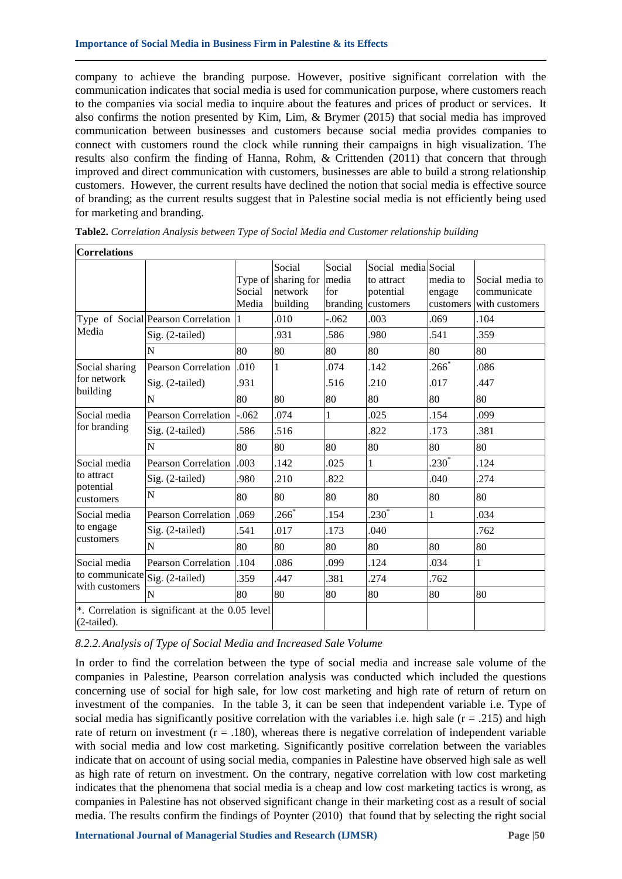company to achieve the branding purpose. However, positive significant correlation with the communication indicates that social media is used for communication purpose, where customers reach to the companies via social media to inquire about the features and prices of product or services. It also confirms the notion presented by Kim, Lim, & Brymer (2015) that social media has improved communication between businesses and customers because social media provides companies to connect with customers round the clock while running their campaigns in high visualization. The results also confirm the finding of Hanna, Rohm, & Crittenden (2011) that concern that through improved and direct communication with customers, businesses are able to build a strong relationship customers. However, the current results have declined the notion that social media is effective source of branding; as the current results suggest that in Palestine social media is not efficiently being used for marketing and branding.

**Table2.** *Correlation Analysis between Type of Social Media and Customer relationship building*

| Correlations | | | | | | | | |
|---|---|---|---|---|---|---|---|---|
| | | Type of Social Media | Social sharing for network building | Social media for branding | Social media to attract potential customers | Social media to engage customers | Social media to communicate with customers |
| Type of Social Media | Pearson Correlation | 1 | .010 | -.062 | .003 | .069 | .104 |
| | Sig. (2-tailed) | | .931 | .586 | .980 | .541 | .359 |
| | N | 80 | 80 | 80 | 80 | 80 | 80 |
| Social sharing for network building | Pearson Correlation | .010 | 1 | .074 | .142 | .266* | .086 |
| | Sig. (2-tailed) | .931 | | .516 | .210 | .017 | .447 |
| | N | 80 | 80 | 80 | 80 | 80 | 80 |
| Social media for branding | Pearson Correlation | -.062 | .074 | 1 | .025 | .154 | .099 |
| | Sig. (2-tailed) | .586 | .516 | | .822 | .173 | .381 |
| | N | 80 | 80 | 80 | 80 | 80 | 80 |
| Social media to attract potential customers | Pearson Correlation | .003 | .142 | .025 | 1 | .230* | .124 |
| | Sig. (2-tailed) | .980 | .210 | .822 | | .040 | .274 |
| | N | 80 | 80 | 80 | 80 | 80 | 80 |
| Social media to engage customers | Pearson Correlation | .069 | .266* | .154 | .230* | 1 | .034 |
| | Sig. (2-tailed) | .541 | .017 | .173 | .040 | | .762 |
| | N | 80 | 80 | 80 | 80 | 80 | 80 |
| Social media to communicate with customers | Pearson Correlation | .104 | .086 | .099 | .124 | .034 | 1 |
| | Sig. (2-tailed) | .359 | .447 | .381 | .274 | .762 | |
| | N | 80 | 80 | 80 | 80 | 80 | 80 |
| *. Correlation is significant at the 0.05 level (2-tailed). | | | | | | | |

*8.2.2. Analysis of Type of Social Media and Increased Sale Volume*

In order to find the correlation between the type of social media and increase sale volume of the companies in Palestine, Pearson correlation analysis was conducted which included the questions concerning use of social for high sale, for low cost marketing and high rate of return on return on investment of the companies. In the table 3, it can be seen that independent variable i.e. Type of social media has significantly positive correlation with the variables i.e. high sale ($r = .215$) and high rate of return on investment ($r = .180$), whereas there is negative correlation of independent variable with social media and low cost marketing. Significantly positive correlation between the variables indicate that on account of using social media, companies in Palestine have observed high sale as well as high rate of return on investment. On the contrary, negative correlation with low cost marketing indicates that the phenomena that social media is a cheap and low cost marketing tactics is wrong, as companies in Palestine has not observed significant change in their marketing cost as a result of social media. The results confirm the findings of Poynter (2010) that found that by selecting the right social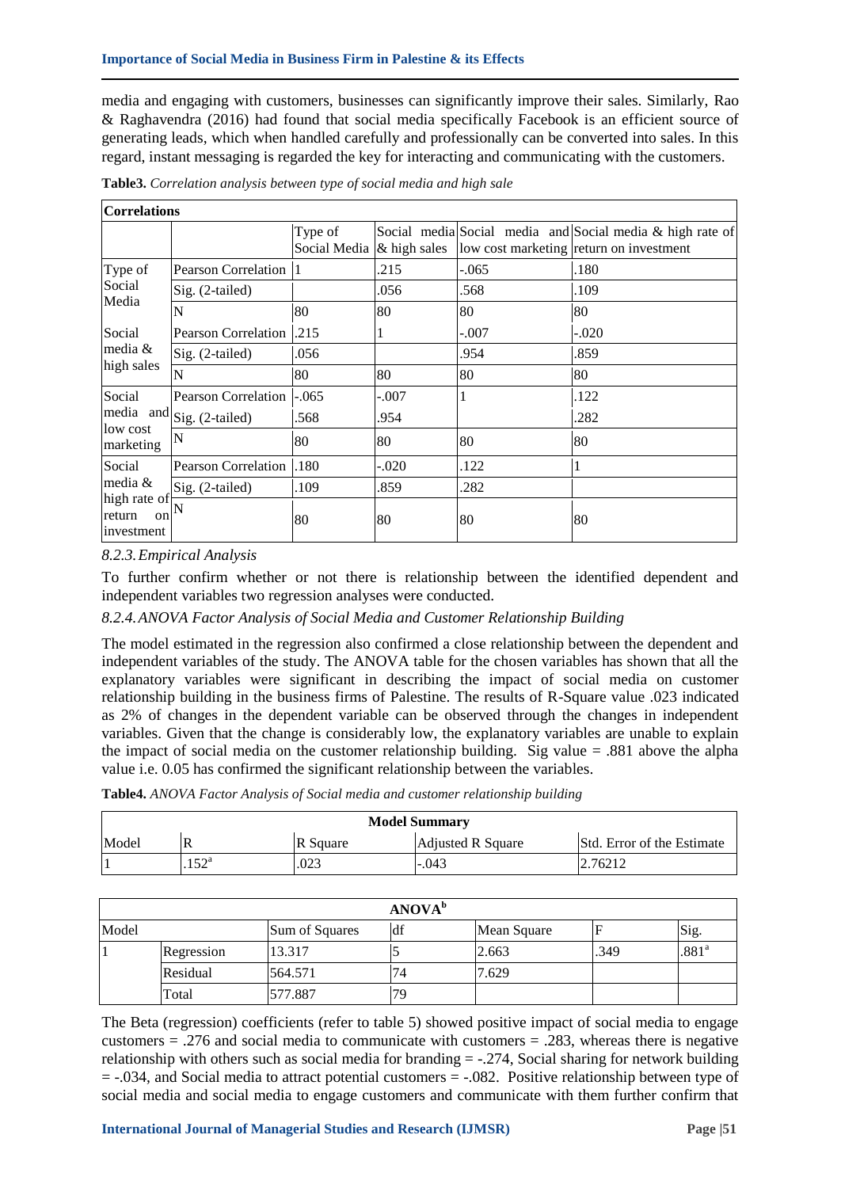media and engaging with customers, businesses can significantly improve their sales. Similarly, Rao & Raghavendra (2016) had found that social media specifically Facebook is an efficient source of generating leads, which when handled carefully and professionally can be converted into sales. In this regard, instant messaging is regarded the key for interacting and communicating with the customers.

**Table3.** *Correlation analysis between type of social media and high sale*

| Correlations | | | | | |
|---|---|---|---|---|---|
| | | Type of Social Media | Social media & high sales | Social media and low cost marketing | Social media & high rate of return on investment |
| Type of Social Media | Pearson Correlation | 1 | .215 | -.065 | .180 |
| | Sig. (2-tailed) | | .056 | .568 | .109 |
| | N | 80 | 80 | 80 | 80 |
| Social media & high sales | Pearson Correlation | .215 | 1 | -.007 | -.020 |
| | Sig. (2-tailed) | .056 | | .954 | .859 |
| | N | 80 | 80 | 80 | 80 |
| Social media and low cost marketing | Pearson Correlation | -.065 | -.007 | 1 | .122 |
| | Sig. (2-tailed) | .568 | .954 | | .282 |
| | N | 80 | 80 | 80 | 80 |
| Social media & high rate of return on investment | Pearson Correlation | .180 | -.020 | .122 | 1 |
| | Sig. (2-tailed) | .109 | .859 | .282 | |
| | N | 80 | 80 | 80 | 80 |

### *8.2.3. Empirical Analysis*

To further confirm whether or not there is relationship between the identified dependent and independent variables two regression analyses were conducted.

### *8.2.4. ANOVA Factor Analysis of Social Media and Customer Relationship Building*

The model estimated in the regression also confirmed a close relationship between the dependent and independent variables of the study. The ANOVA table for the chosen variables has shown that all the explanatory variables were significant in describing the impact of social media on customer relationship building in the business firms of Palestine. The results of R-Square value .023 indicated as 2% of changes in the dependent variable can be observed through the changes in independent variables. Given that the change is considerably low, the explanatory variables are unable to explain the impact of social media on the customer relationship building. Sig value = .881 above the alpha value i.e. 0.05 has confirmed the significant relationship between the variables.

**Table4.** *ANOVA Factor Analysis of Social media and customer relationship building*

| Model Summary | | | | |
|---|---|---|---|---|
| Model | R | R Square | Adjusted R Square | Std. Error of the Estimate |
| 1 | .152[a] | .023 | -.043 | 2.76212 |

| ANOVA[b] | | | | | | |
|---|---|---|---|---|---|---|
| Model | | Sum of Squares | df | Mean Square | F | Sig. |
| 1 | Regression | 13.317 | 5 | 2.663 | .349 | .881[a] |
| | Residual | 564.571 | 74 | 7.629 | | |
| | Total | 577.887 | 79 | | | |

The Beta (regression) coefficients (refer to table 5) showed positive impact of social media to engage customers = .276 and social media to communicate with customers = .283, whereas there is negative relationship with others such as social media for branding = -.274, Social sharing for network building = -.034, and Social media to attract potential customers = -.082. Positive relationship between type of social media and social media to engage customers and communicate with them further confirm that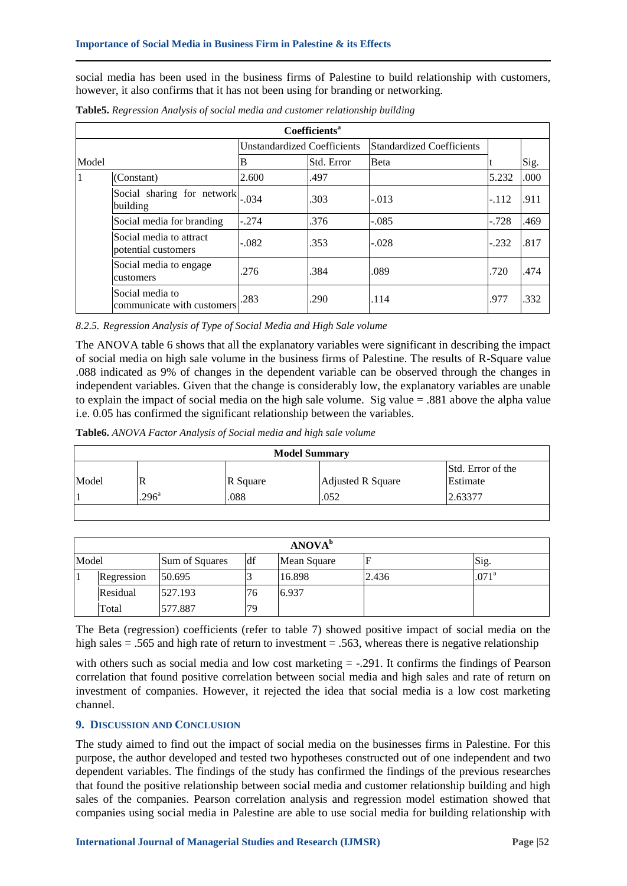social media has been used in the business firms of Palestine to build relationship with customers, however, it also confirms that it has not been using for branding or networking.

**Table5.** *Regression Analysis of social media and customer relationship building*

| Coefficients[a] | | | | | | |
|---|---|---|---|---|---|---|
| | | Unstandardized Coefficients | | Standardized Coefficients | | |
| Model | | B | Std. Error | Beta | t | Sig. |
| 1 | (Constant) | 2.600 | .497 | | 5.232 | .000 |
| | Social sharing for network building | -.034 | .303 | -.013 | -.112 | .911 |
| | Social media for branding | -.274 | .376 | -.085 | -.728 | .469 |
| | Social media to attract potential customers | -.082 | .353 | -.028 | -.232 | .817 |
| | Social media to engage customers | .276 | .384 | .089 | .720 | .474 |
| | Social media to communicate with customers | .283 | .290 | .114 | .977 | .332 |

*8.2.5. Regression Analysis of Type of Social Media and High Sale volume*

The ANOVA table 6 shows that all the explanatory variables were significant in describing the impact of social media on high sale volume in the business firms of Palestine. The results of R-Square value .088 indicated as 9% of changes in the dependent variable can be observed through the changes in independent variables. Given that the change is considerably low, the explanatory variables are unable to explain the impact of social media on the high sale volume. Sig value = .881 above the alpha value i.e. 0.05 has confirmed the significant relationship between the variables.

**Table6.** *ANOVA Factor Analysis of Social media and high sale volume*

| Model Summary | | | | |
|---|---|---|---|---|
| Model | R | R Square | Adjusted R Square | Std. Error of the Estimate |
| 1 | .296[a] | .088 | .052 | 2.63377 |

| ANOVA[b] | | | | | | |
|---|---|---|---|---|---|---|
| Model | | Sum of Squares | df | Mean Square | F | Sig. |
| 1 | Regression | 50.695 | 3 | 16.898 | 2.436 | .071[a] |
| | Residual | 527.193 | 76 | 6.937 | | |
| | Total | 577.887 | 79 | | | |

The Beta (regression) coefficients (refer to table 7) showed positive impact of social media on the high sales = .565 and high rate of return to investment = .563, whereas there is negative relationship with others such as social media and low cost marketing = -.291. It confirms the findings of Pearson correlation that found positive correlation between social media and high sales and rate of return on investment of companies. However, it rejected the idea that social media is a low cost marketing channel.

## 9. Discussion and Conclusion

The study aimed to find out the impact of social media on the businesses firms in Palestine. For this purpose, the author developed and tested two hypotheses constructed out of one independent and two dependent variables. The findings of the study has confirmed the findings of the previous researches that found the positive relationship between social media and customer relationship building and high sales of the companies. Pearson correlation analysis and regression model estimation showed that companies using social media in Palestine are able to use social media for building relationship with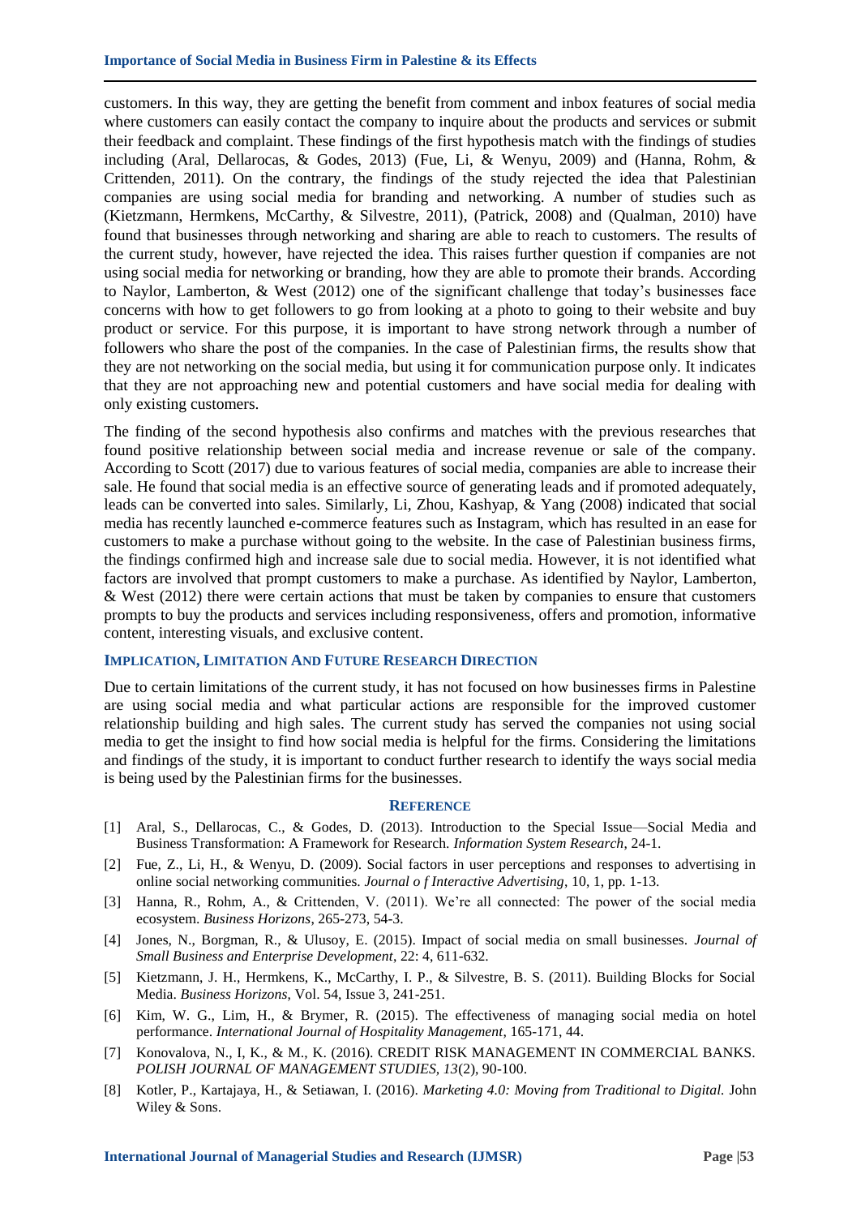customers. In this way, they are getting the benefit from comment and inbox features of social media where customers can easily contact the company to inquire about the products and services or submit their feedback and complaint. These findings of the first hypothesis match with the findings of studies including (Aral, Dellarocas, & Godes, 2013) (Fue, Li, & Wenyu, 2009) and (Hanna, Rohm, & Crittenden, 2011). On the contrary, the findings of the study rejected the idea that Palestinian companies are using social media for branding and networking. A number of studies such as (Kietzmann, Hermkens, McCarthy, & Silvestre, 2011), (Patrick, 2008) and (Qualman, 2010) have found that businesses through networking and sharing are able to reach to customers. The results of the current study, however, have rejected the idea. This raises further question if companies are not using social media for networking or branding, how they are able to promote their brands. According to Naylor, Lamberton, & West (2012) one of the significant challenge that today's businesses face concerns with how to get followers to go from looking at a photo to going to their website and buy product or service. For this purpose, it is important to have strong network through a number of followers who share the post of the companies. In the case of Palestinian firms, the results show that they are not networking on the social media, but using it for communication purpose only. It indicates that they are not approaching new and potential customers and have social media for dealing with only existing customers.

The finding of the second hypothesis also confirms and matches with the previous researches that found positive relationship between social media and increase revenue or sale of the company. According to Scott (2017) due to various features of social media, companies are able to increase their sale. He found that social media is an effective source of generating leads and if promoted adequately, leads can be converted into sales. Similarly, Li, Zhou, Kashyap, & Yang (2008) indicated that social media has recently launched e-commerce features such as Instagram, which has resulted in an ease for customers to make a purchase without going to the website. In the case of Palestinian business firms, the findings confirmed high and increase sale due to social media. However, it is not identified what factors are involved that prompt customers to make a purchase. As identified by Naylor, Lamberton, & West (2012) there were certain actions that must be taken by companies to ensure that customers prompts to buy the products and services including responsiveness, offers and promotion, informative content, interesting visuals, and exclusive content.

## IMPLICATION, LIMITATION AND FUTURE RESEARCH DIRECTION

Due to certain limitations of the current study, it has not focused on how businesses firms in Palestine are using social media and what particular actions are responsible for the improved customer relationship building and high sales. The current study has served the companies not using social media to get the insight to find how social media is helpful for the firms. Considering the limitations and findings of the study, it is important to conduct further research to identify the ways social media is being used by the Palestinian firms for the businesses.

## REFERENCE

[1] Aral, S., Dellarocas, C., & Godes, D. (2013). Introduction to the Special Issue—Social Media and Business Transformation: A Framework for Research. *Information System Research*, 24-1.

[2] Fue, Z., Li, H., & Wenyu, D. (2009). Social factors in user perceptions and responses to advertising in online social networking communities. *Journal o f Interactive Advertising*, 10, 1, pp. 1-13.

[3] Hanna, R., Rohm, A., & Crittenden, V. (2011). We're all connected: The power of the social media ecosystem. *Business Horizons*, 265-273, 54-3.

[4] Jones, N., Borgman, R., & Ulusoy, E. (2015). Impact of social media on small businesses. *Journal of Small Business and Enterprise Development*, 22: 4, 611-632.

[5] Kietzmann, J. H., Hermkens, K., McCarthy, I. P., & Silvestre, B. S. (2011). Building Blocks for Social Media. *Business Horizons*, Vol. 54, Issue 3, 241-251.

[6] Kim, W. G., Lim, H., & Brymer, R. (2015). The effectiveness of managing social media on hotel performance. *International Journal of Hospitality Management*, 165-171, 44.

[7] Konovalova, N., I, K., & M., K. (2016). CREDIT RISK MANAGEMENT IN COMMERCIAL BANKS. *POLISH JOURNAL OF MANAGEMENT STUDIES, 13*(2), 90-100.

[8] Kotler, P., Kartajaya, H., & Setiawan, I. (2016). *Marketing 4.0: Moving from Traditional to Digital.* John Wiley & Sons.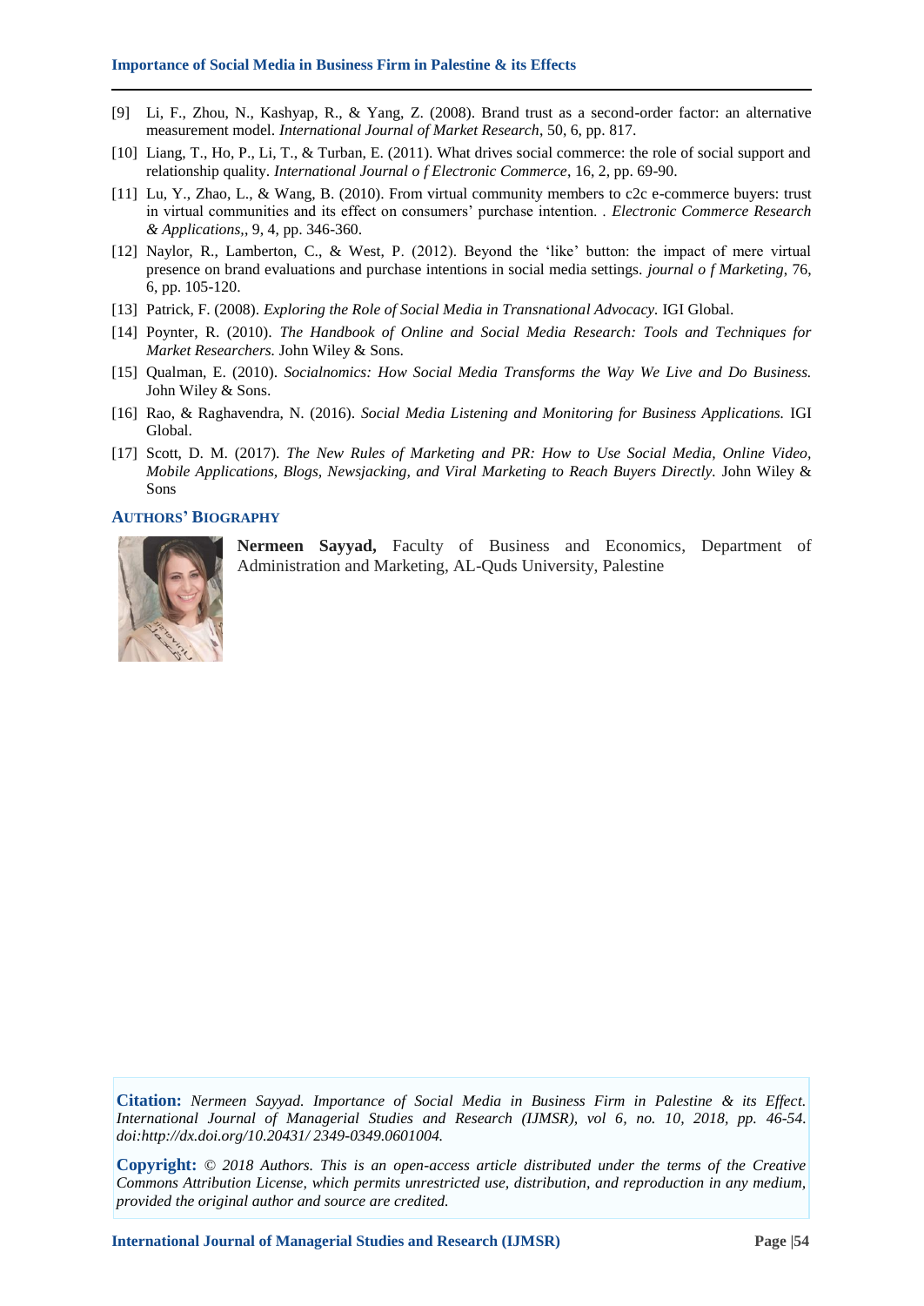[9] Li, F., Zhou, N., Kashyap, R., & Yang, Z. (2008). Brand trust as a second-order factor: an alternative measurement model. *International Journal of Market Research*, 50, 6, pp. 817.

[10] Liang, T., Ho, P., Li, T., & Turban, E. (2011). What drives social commerce: the role of social support and relationship quality. *International Journal o f Electronic Commerce*, 16, 2, pp. 69-90.

[11] Lu, Y., Zhao, L., & Wang, B. (2010). From virtual community members to c2c e-commerce buyers: trust in virtual communities and its effect on consumers' purchase intention. . *Electronic Commerce Research & Applications*,, 9, 4, pp. 346-360.

[12] Naylor, R., Lamberton, C., & West, P. (2012). Beyond the 'like' button: the impact of mere virtual presence on brand evaluations and purchase intentions in social media settings. *journal o f Marketing*, 76, 6, pp. 105-120.

[13] Patrick, F. (2008). *Exploring the Role of Social Media in Transnational Advocacy.* IGI Global.

[14] Poynter, R. (2010). *The Handbook of Online and Social Media Research: Tools and Techniques for Market Researchers.* John Wiley & Sons.

[15] Qualman, E. (2010). *Socialnomics: How Social Media Transforms the Way We Live and Do Business.* John Wiley & Sons.

[16] Rao, & Raghavendra, N. (2016). *Social Media Listening and Monitoring for Business Applications.* IGI Global.

[17] Scott, D. M. (2017). *The New Rules of Marketing and PR: How to Use Social Media, Online Video, Mobile Applications, Blogs, Newsjacking, and Viral Marketing to Reach Buyers Directly.* John Wiley & Sons

## AUTHORS' BIOGRAPHY

**Nermeen Sayyad,** Faculty of Business and Economics, Department of Administration and Marketing, AL-Quds University, Palestine

**Citation:** *Nermeen Sayyad. Importance of Social Media in Business Firm in Palestine & its Effect. International Journal of Managerial Studies and Research (IJMSR), vol 6, no. 10, 2018, pp. 46-54. doi:http://dx.doi.org/10.20431/ 2349-0349.0601004.*

**Copyright:** *© 2018 Authors. This is an open-access article distributed under the terms of the Creative Commons Attribution License, which permits unrestricted use, distribution, and reproduction in any medium, provided the original author and source are credited.*